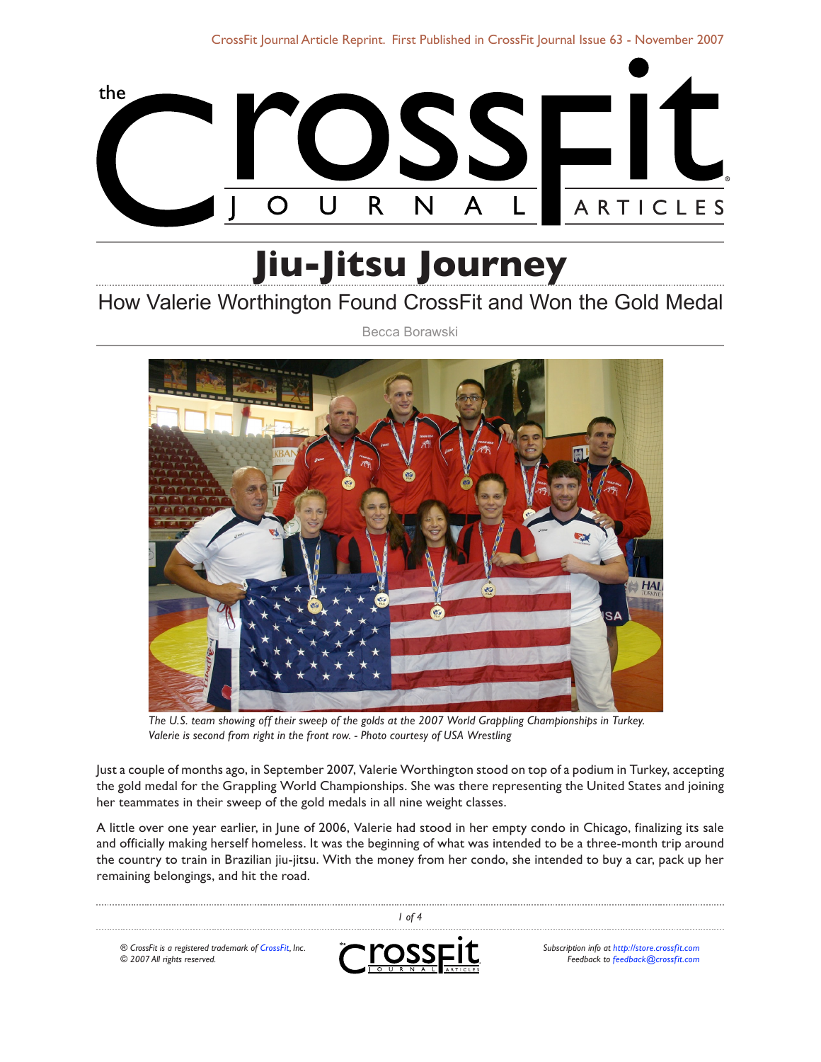# Jiu-Jitsu Journey

## How Valerie Worthington Found CrossFit and Won the Gold Medal

Becca Borawski

*The U.S. team showing off their sweep of the golds at the 2007 World Grappling Championships in Turkey. Valerie is second from right in the front row. - Photo courtesy of USA Wrestling*

Just a couple of months ago, in September 2007, Valerie Worthington stood on top of a podium in Turkey, accepting the gold medal for the Grappling World Championships. She was there representing the United States and joining her teammates in their sweep of the gold medals in all nine weight classes.

A little over one year earlier, in June of 2006, Valerie had stood in her empty condo in Chicago, finalizing its sale and officially making herself homeless. It was the beginning of what was intended to be a three-month trip around the country to train in Brazilian jiu-jitsu. With the money from her condo, she intended to buy a car, pack up her remaining belongings, and hit the road.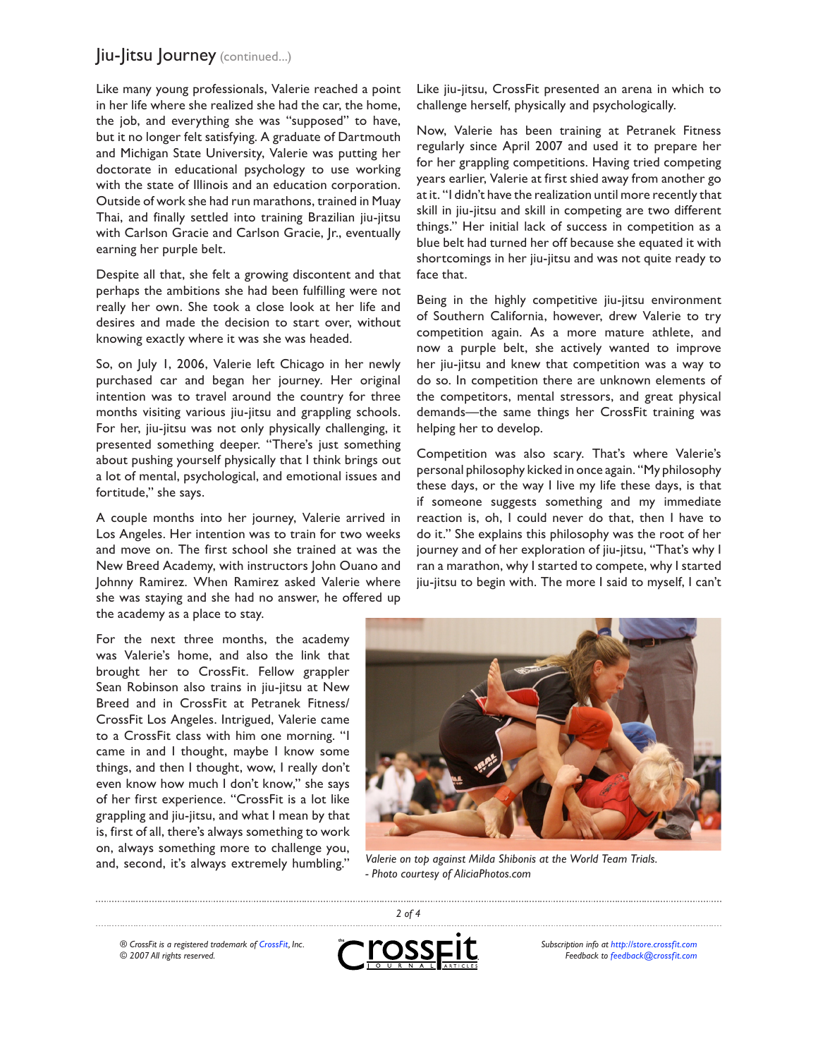## Jiu-Jitsu Journey (continued...)

Like many young professionals, Valerie reached a point in her life where she realized she had the car, the home, the job, and everything she was "supposed" to have, but it no longer felt satisfying. A graduate of Dartmouth and Michigan State University, Valerie was putting her doctorate in educational psychology to use working with the state of Illinois and an education corporation. Outside of work she had run marathons, trained in Muay Thai, and finally settled into training Brazilian jiu-jitsu with Carlson Gracie and Carlson Gracie, Jr., eventually earning her purple belt.

Despite all that, she felt a growing discontent and that perhaps the ambitions she had been fulfilling were not really her own. She took a close look at her life and desires and made the decision to start over, without knowing exactly where it was she was headed.

So, on July 1, 2006, Valerie left Chicago in her newly purchased car and began her journey. Her original intention was to travel around the country for three months visiting various jiu-jitsu and grappling schools. For her, jiu-jitsu was not only physically challenging, it presented something deeper. "There's just something about pushing yourself physically that I think brings out a lot of mental, psychological, and emotional issues and fortitude," she says.

A couple months into her journey, Valerie arrived in Los Angeles. Her intention was to train for two weeks and move on. The first school she trained at was the New Breed Academy, with instructors John Ouano and Johnny Ramirez. When Ramirez asked Valerie where she was staying and she had no answer, he offered up the academy as a place to stay.

For the next three months, the academy was Valerie's home, and also the link that brought her to CrossFit. Fellow grappler Sean Robinson also trains in jiu-jitsu at New Breed and in CrossFit at Petranek Fitness/CrossFit Los Angeles. Intrigued, Valerie came to a CrossFit class with him one morning. "I came in and I thought, maybe I know some things, and then I thought, wow, I really don't even know how much I don't know," she says of her first experience. "CrossFit is a lot like grappling and jiu-jitsu, and what I mean by that is, first of all, there's always something to work on, always something more to challenge you, and, second, it's always extremely humbling." Like jiu-jitsu, CrossFit presented an arena in which to challenge herself, physically and psychologically.

Now, Valerie has been training at Petranek Fitness regularly since April 2007 and used it to prepare her for her grappling competitions. Having tried competing years earlier, Valerie at first shied away from another go at it. "I didn't have the realization until more recently that skill in jiu-jitsu and skill in competing are two different things." Her initial lack of success in competition as a blue belt had turned her off because she equated it with shortcomings in her jiu-jitsu and was not quite ready to face that.

Being in the highly competitive jiu-jitsu environment of Southern California, however, drew Valerie to try competition again. As a more mature athlete, and now a purple belt, she actively wanted to improve her jiu-jitsu and knew that competition was a way to do so. In competition there are unknown elements of the competitors, mental stressors, and great physical demands—the same things her CrossFit training was helping her to develop.

Competition was also scary. That's where Valerie's personal philosophy kicked in once again. "My philosophy these days, or the way I live my life these days, is that if someone suggests something and my immediate reaction is, oh, I could never do that, then I have to do it." She explains this philosophy was the root of her journey and of her exploration of jiu-jitsu, "That's why I ran a marathon, why I started to compete, why I started jiu-jitsu to begin with. The more I said to myself, I can't

*Valerie on top against Milda Shibonis at the World Team Trials.*
*- Photo courtesy of AliciaPhotos.com*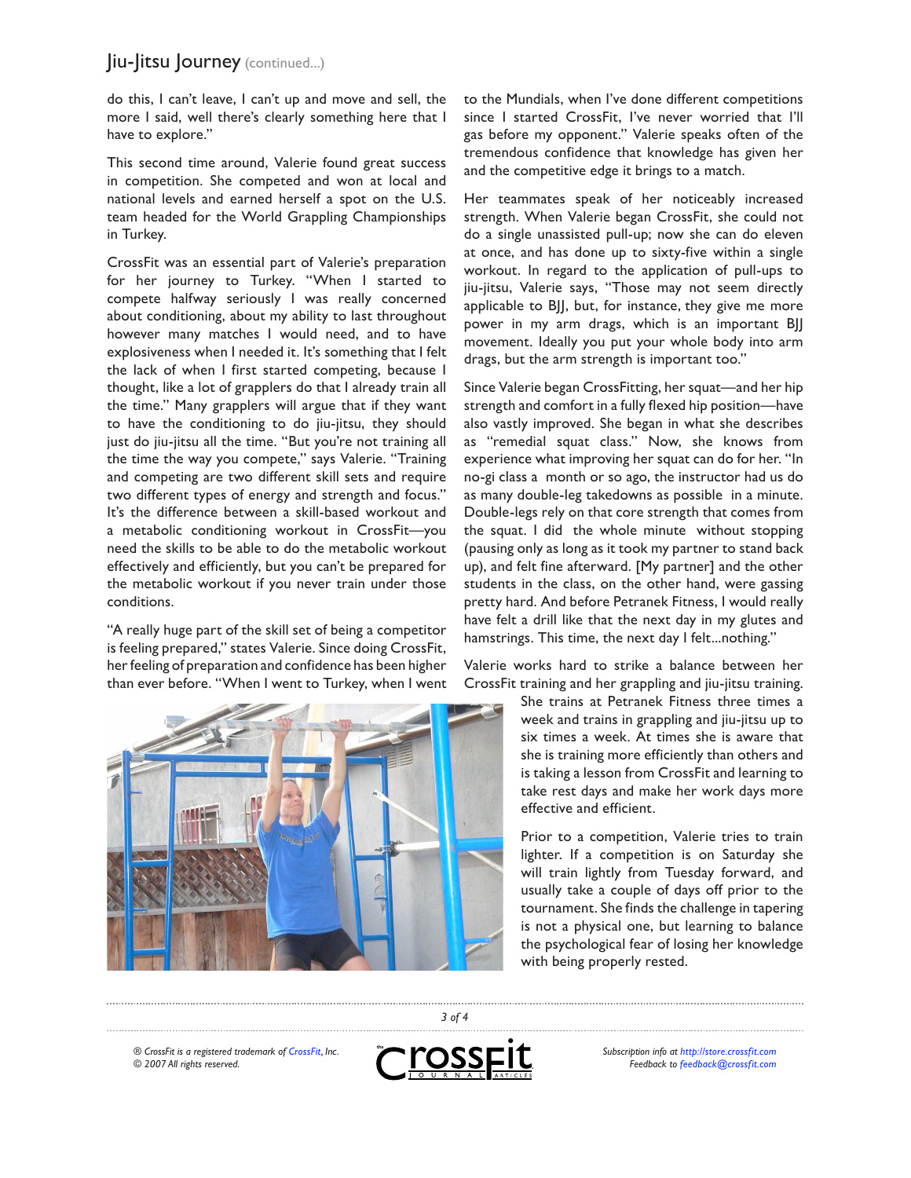do this, I can't leave, I can't up and move and sell, the more I said, well there's clearly something here that I have to explore."

This second time around, Valerie found great success in competition. She competed and won at local and national levels and earned herself a spot on the U.S. team headed for the World Grappling Championships in Turkey.

CrossFit was an essential part of Valerie's preparation for her journey to Turkey. "When I started to compete halfway seriously I was really concerned about conditioning, about my ability to last throughout however many matches I would need, and to have explosiveness when I needed it. It's something that I felt the lack of when I first started competing, because I thought, like a lot of grapplers do that I already train all the time." Many grapplers will argue that if they want to have the conditioning to do jiu-jitsu, they should just do jiu-jitsu all the time. "But you're not training all the time the way you compete," says Valerie. "Training and competing are two different skill sets and require two different types of energy and strength and focus." It's the difference between a skill-based workout and a metabolic conditioning workout in CrossFit—you need the skills to be able to do the metabolic workout effectively and efficiently, but you can't be prepared for the metabolic workout if you never train under those conditions.

"A really huge part of the skill set of being a competitor is feeling prepared," states Valerie. Since doing CrossFit, her feeling of preparation and confidence has been higher than ever before. "When I went to Turkey, when I went to the Mundials, when I've done different competitions since I started CrossFit, I've never worried that I'll gas before my opponent." Valerie speaks often of the tremendous confidence that knowledge has given her and the competitive edge it brings to a match.

Her teammates speak of her noticeably increased strength. When Valerie began CrossFit, she could not do a single unassisted pull-up; now she can do eleven at once, and has done up to sixty-five within a single workout. In regard to the application of pull-ups to jiu-jitsu, Valerie says, "Those may not seem directly applicable to BJJ, but, for instance, they give me more power in my arm drags, which is an important BJJ movement. Ideally you put your whole body into arm drags, but the arm strength is important too."

Since Valerie began CrossFitting, her squat—and her hip strength and comfort in a fully flexed hip position—have also vastly improved. She began in what she describes as "remedial squat class." Now, she knows from experience what improving her squat can do for her. "In no-gi class a month or so ago, the instructor had us do as many double-leg takedowns as possible in a minute. Double-legs rely on that core strength that comes from the squat. I did the whole minute without stopping (pausing only as long as it took my partner to stand back up), and felt fine afterward. [My partner] and the other students in the class, on the other hand, were gassing pretty hard. And before Petranek Fitness, I would really have felt a drill like that the next day in my glutes and hamstrings. This time, the next day I felt...nothing."

Valerie works hard to strike a balance between her CrossFit training and her grappling and jiu-jitsu training. She trains at Petranek Fitness three times a week and trains in grappling and jiu-jitsu up to six times a week. At times she is aware that she is training more efficiently than others and is taking a lesson from CrossFit and learning to take rest days and make her work days more effective and efficient.

Prior to a competition, Valerie tries to train lighter. If a competition is on Saturday she will train lightly from Tuesday forward, and usually take a couple of days off prior to the tournament. She finds the challenge in tapering is not a physical one, but learning to balance the psychological fear of losing her knowledge with being properly rested.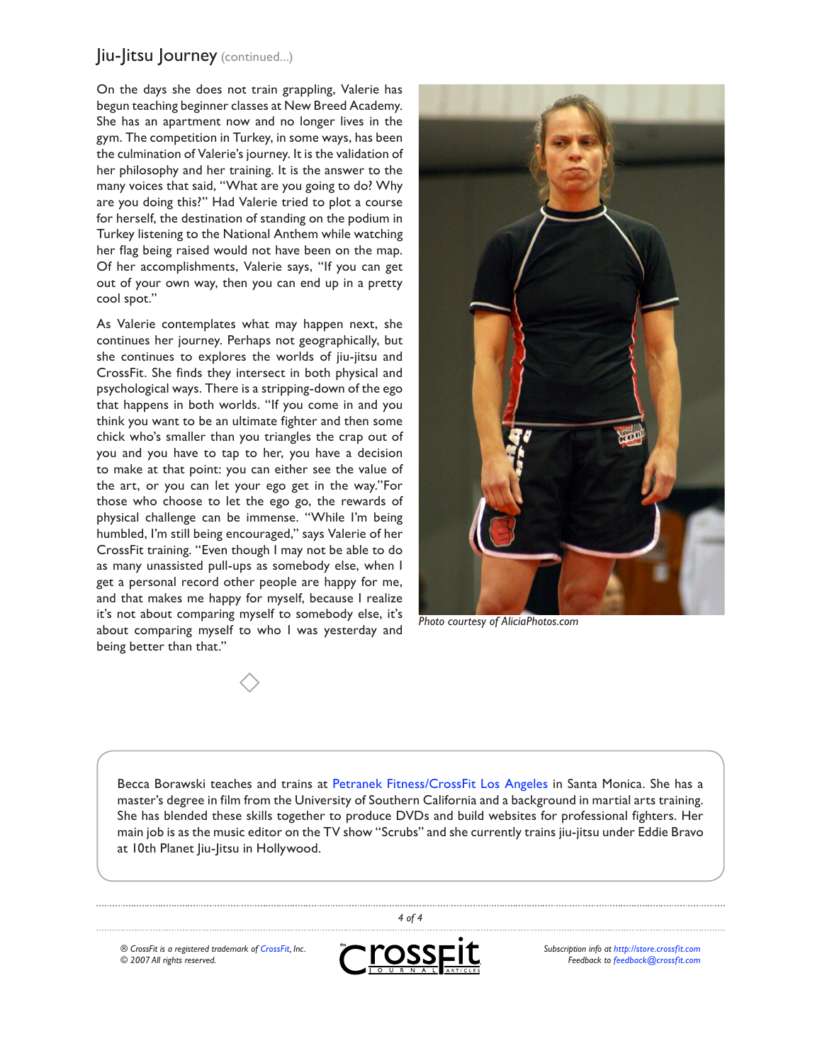On the days she does not train grappling, Valerie has begun teaching beginner classes at New Breed Academy. She has an apartment now and no longer lives in the gym. The competition in Turkey, in some ways, has been the culmination of Valerie's journey. It is the validation of her philosophy and her training. It is the answer to the many voices that said, "What are you going to do? Why are you doing this?" Had Valerie tried to plot a course for herself, the destination of standing on the podium in Turkey listening to the National Anthem while watching her flag being raised would not have been on the map. Of her accomplishments, Valerie says, "If you can get out of your own way, then you can end up in a pretty cool spot."

As Valerie contemplates what may happen next, she continues her journey. Perhaps not geographically, but she continues to explores the worlds of jiu-jitsu and CrossFit. She finds they intersect in both physical and psychological ways. There is a stripping-down of the ego that happens in both worlds. "If you come in and you think you want to be an ultimate fighter and then some chick who's smaller than you triangles the crap out of you and you have to tap to her, you have a decision to make at that point: you can either see the value of the art, or you can let your ego get in the way."For those who choose to let the ego go, the rewards of physical challenge can be immense. "While I'm being humbled, I'm still being encouraged," says Valerie of her CrossFit training. "Even though I may not be able to do as many unassisted pull-ups as somebody else, when I get a personal record other people are happy for me, and that makes me happy for myself, because I realize it's not about comparing myself to somebody else, it's about comparing myself to who I was yesterday and being better than that."

*Photo courtesy of AliciaPhotos.com*

◇

Becca Borawski teaches and trains at Petranek Fitness/CrossFit Los Angeles in Santa Monica. She has a master's degree in film from the University of Southern California and a background in martial arts training. She has blended these skills together to produce DVDs and build websites for professional fighters. Her main job is as the music editor on the TV show "Scrubs" and she currently trains jiu-jitsu under Eddie Bravo at 10th Planet Jiu-Jitsu in Hollywood.